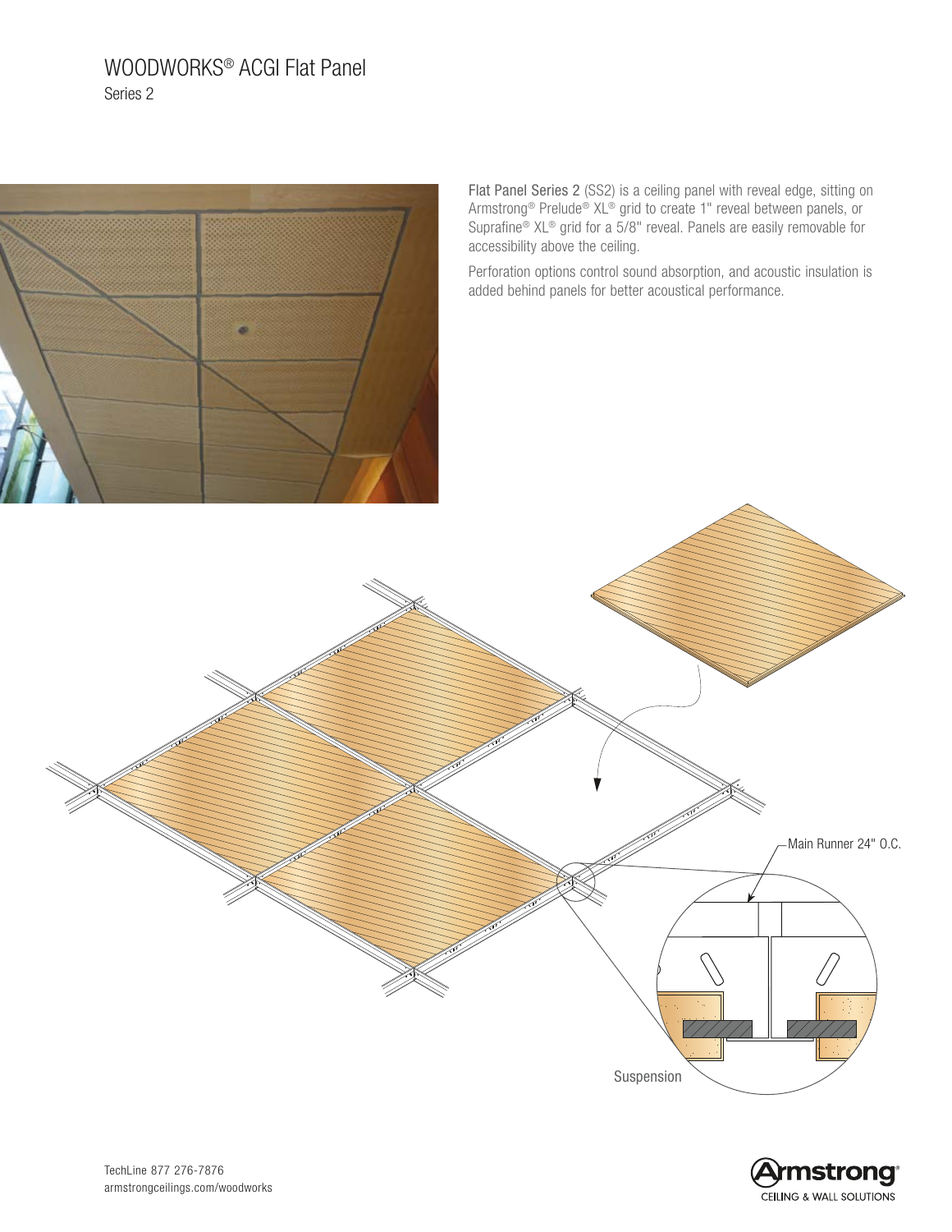# WOODWORKS® ACGI Flat Panel

## Series 2

**Flat Panel Series 2** (SS2) is a ceiling panel with reveal edge, sitting on Armstrong® Prelude® XL® grid to create 1" reveal between panels, or Suprafine® XL® grid for a 5/8" reveal. Panels are easily removable for accessibility above the ceiling.

Perforation options control sound absorption, and acoustic insulation is added behind panels for better acoustical performance.

Main Runner 24" O.C.

Suspension

TechLine 877 276-7876
armstrongceilings.com/woodworks

Armstrong® CEILING & WALL SOLUTIONS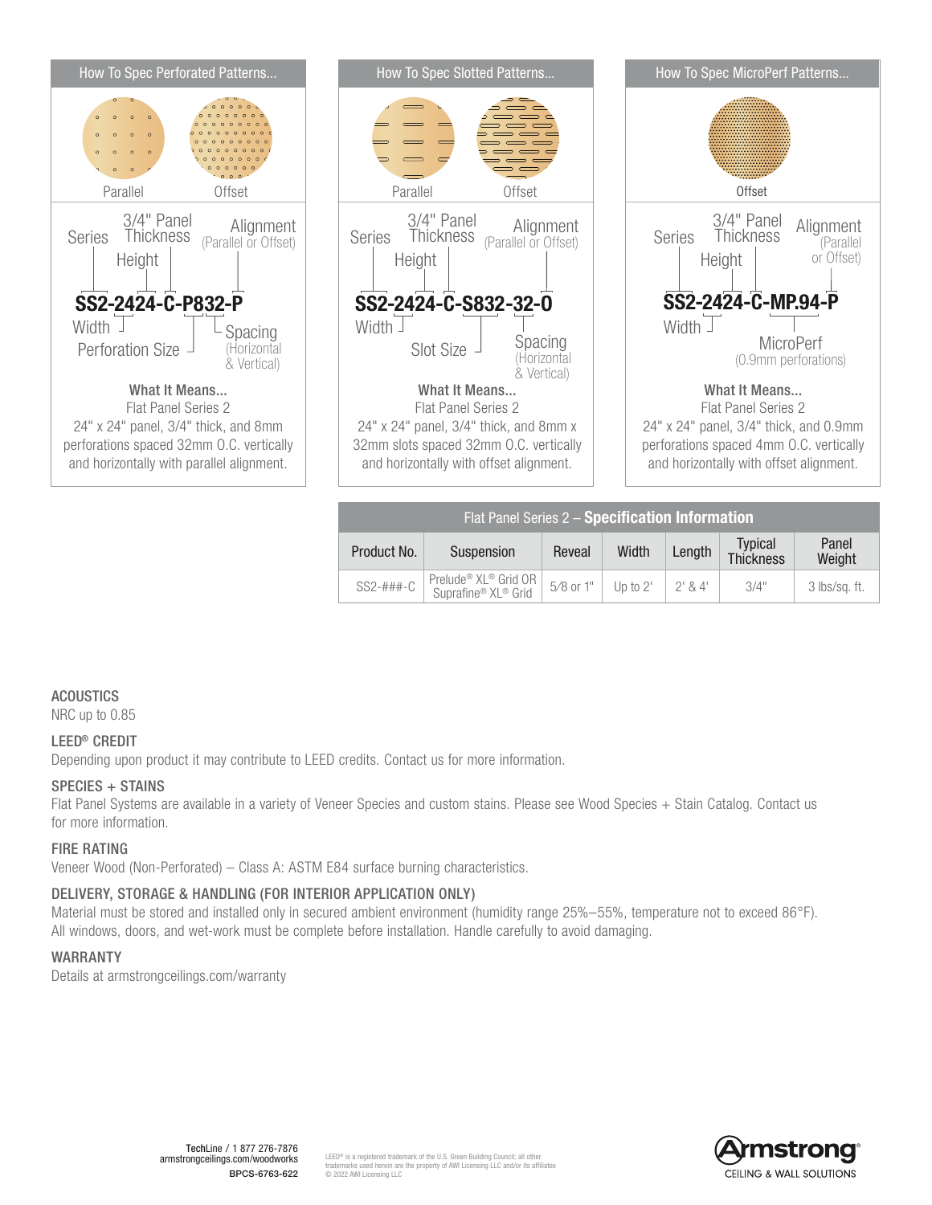## How To Spec Perforated Patterns...

Parallel    Offset

Series    3/4" Panel Thickness    Alignment (Parallel or Offset)

Height

**SS2-2424-C-P832-P**

Width    Spacing (Horizontal & Vertical)

Perforation Size

**What It Means...**

Flat Panel Series 2
24" x 24" panel, 3/4" thick, and 8mm perforations spaced 32mm O.C. vertically and horizontally with parallel alignment.

## How To Spec Slotted Patterns...

Parallel    Offset

Series    3/4" Panel Thickness    Alignment (Parallel or Offset)

Height

**SS2-2424-C-S832-32-O**

Width    Spacing (Horizontal & Vertical)

Slot Size

**What It Means...**

Flat Panel Series 2
24" x 24" panel, 3/4" thick, and 8mm x 32mm slots spaced 32mm O.C. vertically and horizontally with offset alignment.

## How To Spec MicroPerf Patterns...

Offset

Series    3/4" Panel Thickness    Alignment (Parallel or Offset)

Height

**SS2-2424-C-MP.94-P**

Width    MicroPerf (0.9mm perforations)

**What It Means...**

Flat Panel Series 2
24" x 24" panel, 3/4" thick, and 0.9mm perforations spaced 4mm O.C. vertically and horizontally with offset alignment.

## Flat Panel Series 2 – Specification Information

| Product No. | Suspension | Reveal | Width | Length | Typical Thickness | Panel Weight |
|---|---|---|---|---|---|---|
| SS2-###-C | Prelude® XL® Grid OR Suprafine® XL® Grid | 5⁄8 or 1" | Up to 2' | 2' & 4' | 3/4" | 3 lbs/sq. ft. |

### ACOUSTICS

NRC up to 0.85

### LEED® CREDIT

Depending upon product it may contribute to LEED credits. Contact us for more information.

### SPECIES + STAINS

Flat Panel Systems are available in a variety of Veneer Species and custom stains. Please see Wood Species + Stain Catalog. Contact us for more information.

### FIRE RATING

Veneer Wood (Non-Perforated) – Class A: ASTM E84 surface burning characteristics.

### DELIVERY, STORAGE & HANDLING (FOR INTERIOR APPLICATION ONLY)

Material must be stored and installed only in secured ambient environment (humidity range 25%–55%, temperature not to exceed 86°F). All windows, doors, and wet-work must be complete before installation. Handle carefully to avoid damaging.

### WARRANTY

Details at armstrongceilings.com/warranty

TechLine / 1 877 276-7876
armstrongceilings.com/woodworks
BPCS-6763-622

LEED® is a registered trademark of the U.S. Green Building Council; all other trademarks used herein are the property of AWI Licensing LLC and/or its affiliates
© 2022 AWI Licensing LLC

Armstrong® CEILING & WALL SOLUTIONS